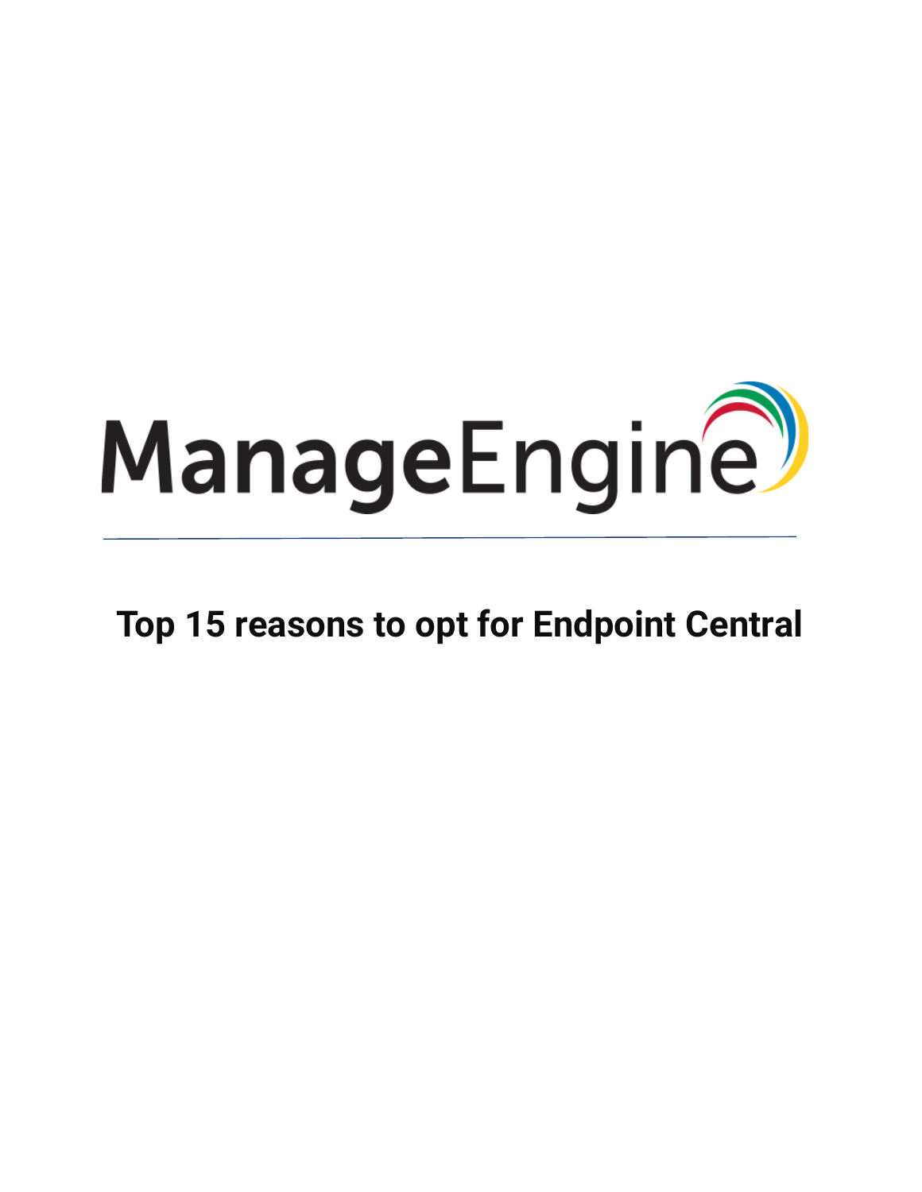ManageEngine

# Top 15 reasons to opt for Endpoint Central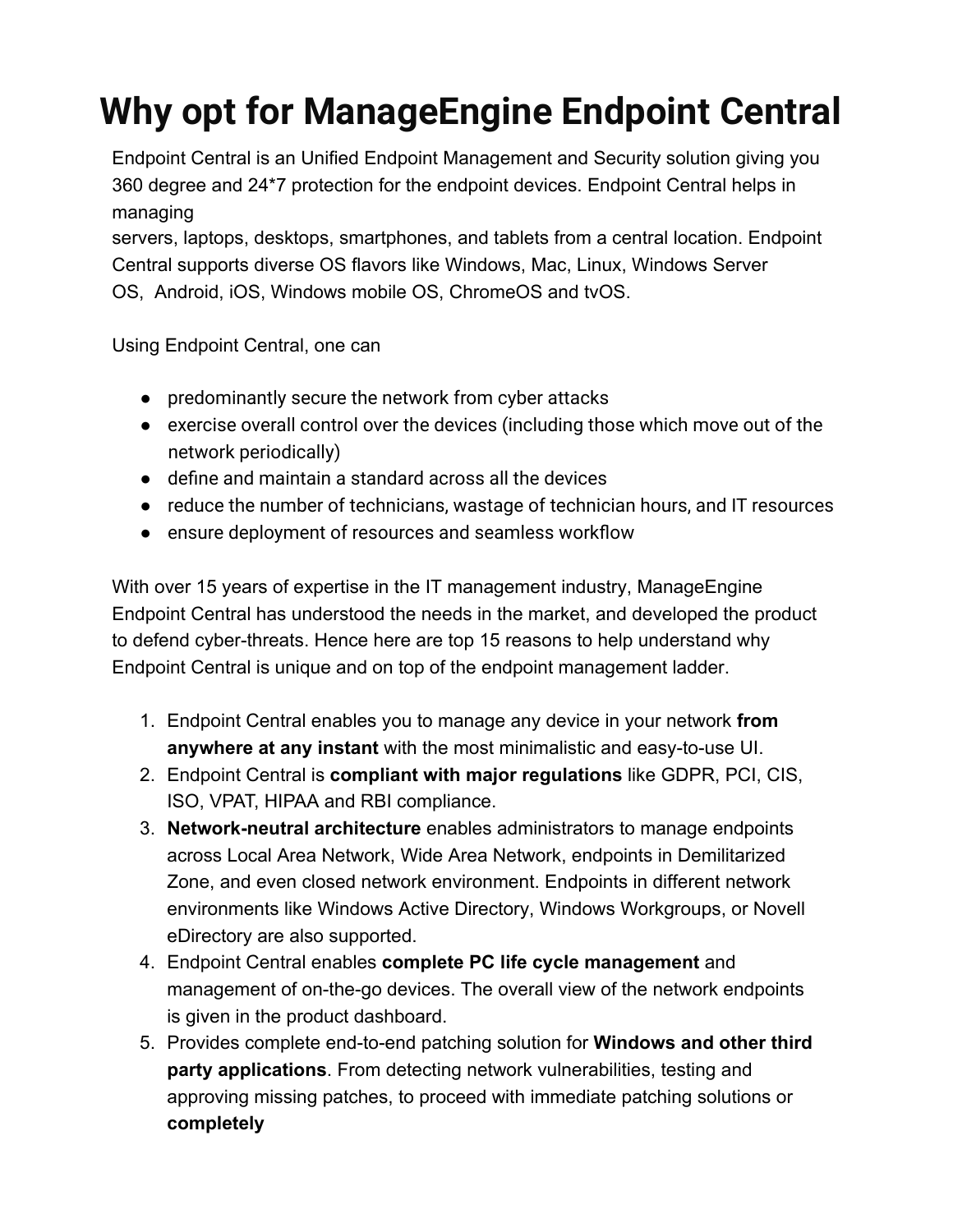# Why opt for ManageEngine Endpoint Central

Endpoint Central is an Unified Endpoint Management and Security solution giving you 360 degree and 24*7 protection for the endpoint devices. Endpoint Central helps in managing servers, laptops, desktops, smartphones, and tablets from a central location. Endpoint Central supports diverse OS flavors like Windows, Mac, Linux, Windows Server OS, Android, iOS, Windows mobile OS, ChromeOS and tvOS.

Using Endpoint Central, one can

- predominantly secure the network from cyber attacks
- exercise overall control over the devices (including those which move out of the network periodically)
- define and maintain a standard across all the devices
- reduce the number of technicians, wastage of technician hours, and IT resources
- ensure deployment of resources and seamless workflow

With over 15 years of expertise in the IT management industry, ManageEngine Endpoint Central has understood the needs in the market, and developed the product to defend cyber-threats. Hence here are top 15 reasons to help understand why Endpoint Central is unique and on top of the endpoint management ladder.

1. Endpoint Central enables you to manage any device in your network **from anywhere at any instant** with the most minimalistic and easy-to-use UI.
2. Endpoint Central is **compliant with major regulations** like GDPR, PCI, CIS, ISO, VPAT, HIPAA and RBI compliance.
3. **Network-neutral architecture** enables administrators to manage endpoints across Local Area Network, Wide Area Network, endpoints in Demilitarized Zone, and even closed network environment. Endpoints in different network environments like Windows Active Directory, Windows Workgroups, or Novell eDirectory are also supported.
4. Endpoint Central enables **complete PC life cycle management** and management of on-the-go devices. The overall view of the network endpoints is given in the product dashboard.
5. Provides complete end-to-end patching solution for **Windows and other third party applications**. From detecting network vulnerabilities, testing and approving missing patches, to proceed with immediate patching solutions or **completely**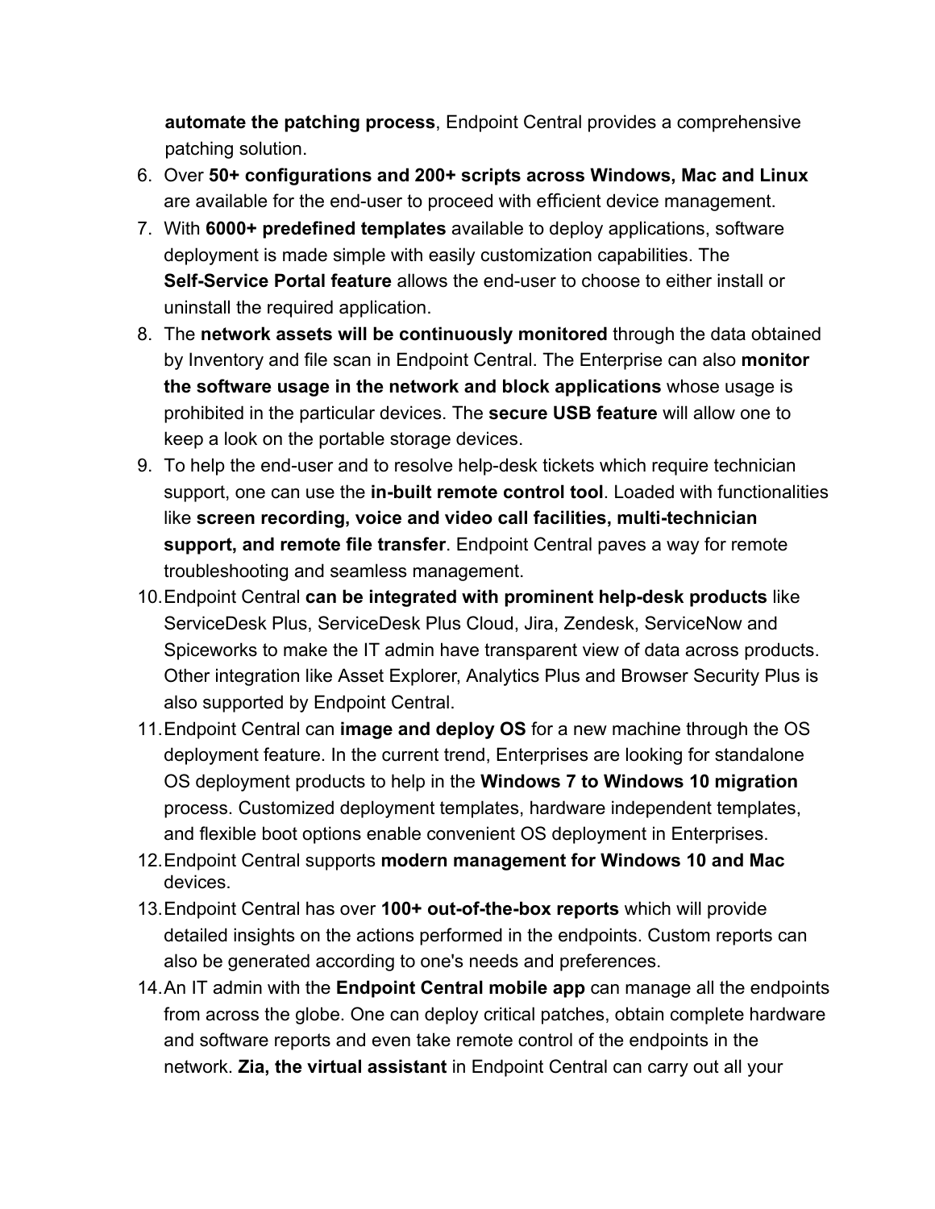automate the patching process**, Endpoint Central provides a comprehensive patching solution.

6. Over **50+ configurations and 200+ scripts across Windows, Mac and Linux** are available for the end-user to proceed with efficient device management.
7. With **6000+ predefined templates** available to deploy applications, software deployment is made simple with easily customization capabilities. The **Self-Service Portal feature** allows the end-user to choose to either install or uninstall the required application.
8. The **network assets will be continuously monitored** through the data obtained by Inventory and file scan in Endpoint Central. The Enterprise can also **monitor the software usage in the network and block applications** whose usage is prohibited in the particular devices. The **secure USB feature** will allow one to keep a look on the portable storage devices.
9. To help the end-user and to resolve help-desk tickets which require technician support, one can use the **in-built remote control tool**. Loaded with functionalities like **screen recording, voice and video call facilities, multi-technician support, and remote file transfer**. Endpoint Central paves a way for remote troubleshooting and seamless management.
10. Endpoint Central **can be integrated with prominent help-desk products** like ServiceDesk Plus, ServiceDesk Plus Cloud, Jira, Zendesk, ServiceNow and Spiceworks to make the IT admin have transparent view of data across products. Other integration like Asset Explorer, Analytics Plus and Browser Security Plus is also supported by Endpoint Central.
11. Endpoint Central can **image and deploy OS** for a new machine through the OS deployment feature. In the current trend, Enterprises are looking for standalone OS deployment products to help in the **Windows 7 to Windows 10 migration** process. Customized deployment templates, hardware independent templates, and flexible boot options enable convenient OS deployment in Enterprises.
12. Endpoint Central supports **modern management for Windows 10 and Mac** devices.
13. Endpoint Central has over **100+ out-of-the-box reports** which will provide detailed insights on the actions performed in the endpoints. Custom reports can also be generated according to one's needs and preferences.
14. An IT admin with the **Endpoint Central mobile app** can manage all the endpoints from across the globe. One can deploy critical patches, obtain complete hardware and software reports and even take remote control of the endpoints in the network. **Zia, the virtual assistant** in Endpoint Central can carry out all your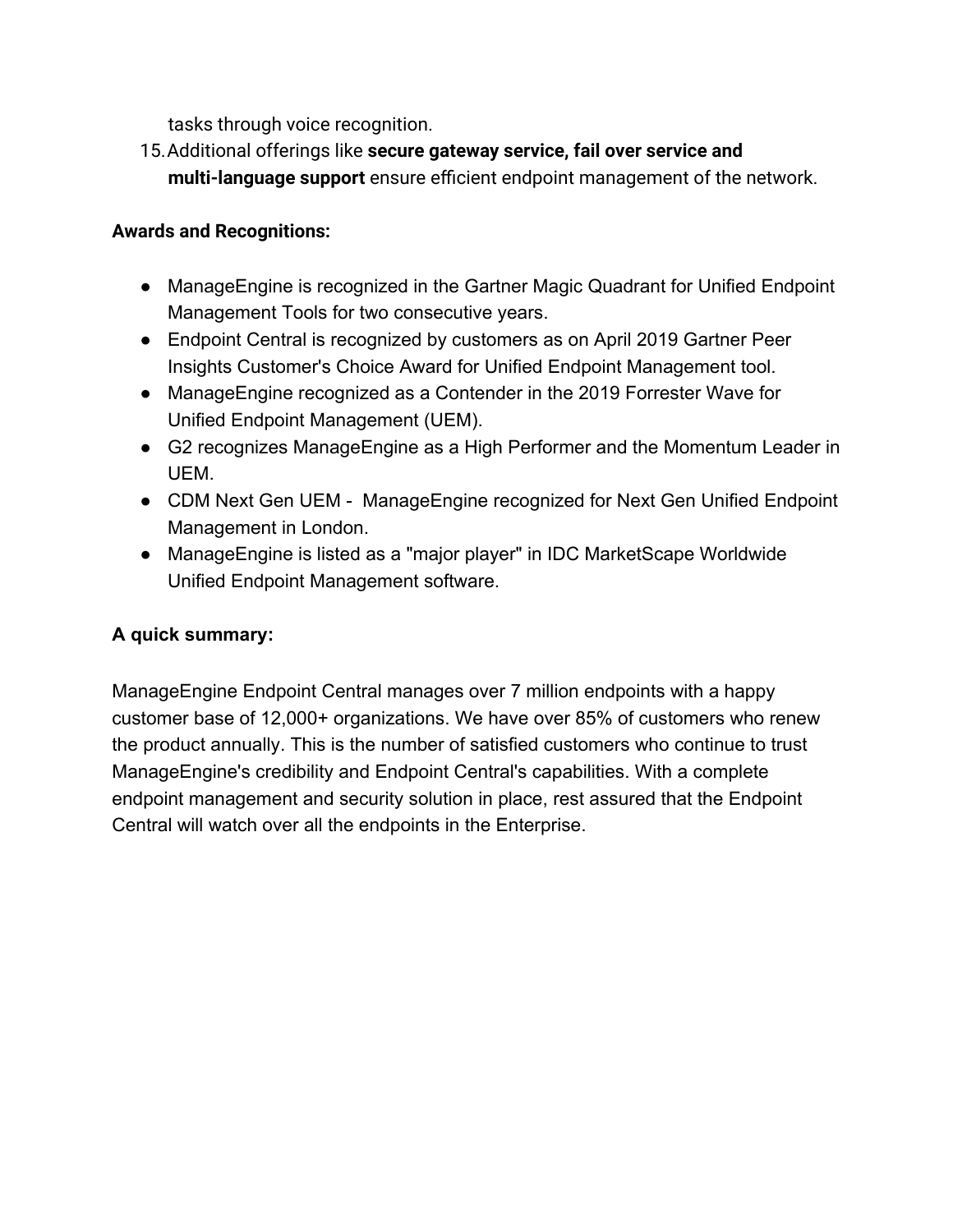tasks through voice recognition.

15. Additional offerings like **secure gateway service, fail over service and multi-language support** ensure efficient endpoint management of the network.

**Awards and Recognitions:**

- ManageEngine is recognized in the Gartner Magic Quadrant for Unified Endpoint Management Tools for two consecutive years.
- Endpoint Central is recognized by customers as on April 2019 Gartner Peer Insights Customer's Choice Award for Unified Endpoint Management tool.
- ManageEngine recognized as a Contender in the 2019 Forrester Wave for Unified Endpoint Management (UEM).
- G2 recognizes ManageEngine as a High Performer and the Momentum Leader in UEM.
- CDM Next Gen UEM - ManageEngine recognized for Next Gen Unified Endpoint Management in London.
- ManageEngine is listed as a "major player" in IDC MarketScape Worldwide Unified Endpoint Management software.

**A quick summary:**

ManageEngine Endpoint Central manages over 7 million endpoints with a happy customer base of 12,000+ organizations. We have over 85% of customers who renew the product annually. This is the number of satisfied customers who continue to trust ManageEngine's credibility and Endpoint Central's capabilities. With a complete endpoint management and security solution in place, rest assured that the Endpoint Central will watch over all the endpoints in the Enterprise.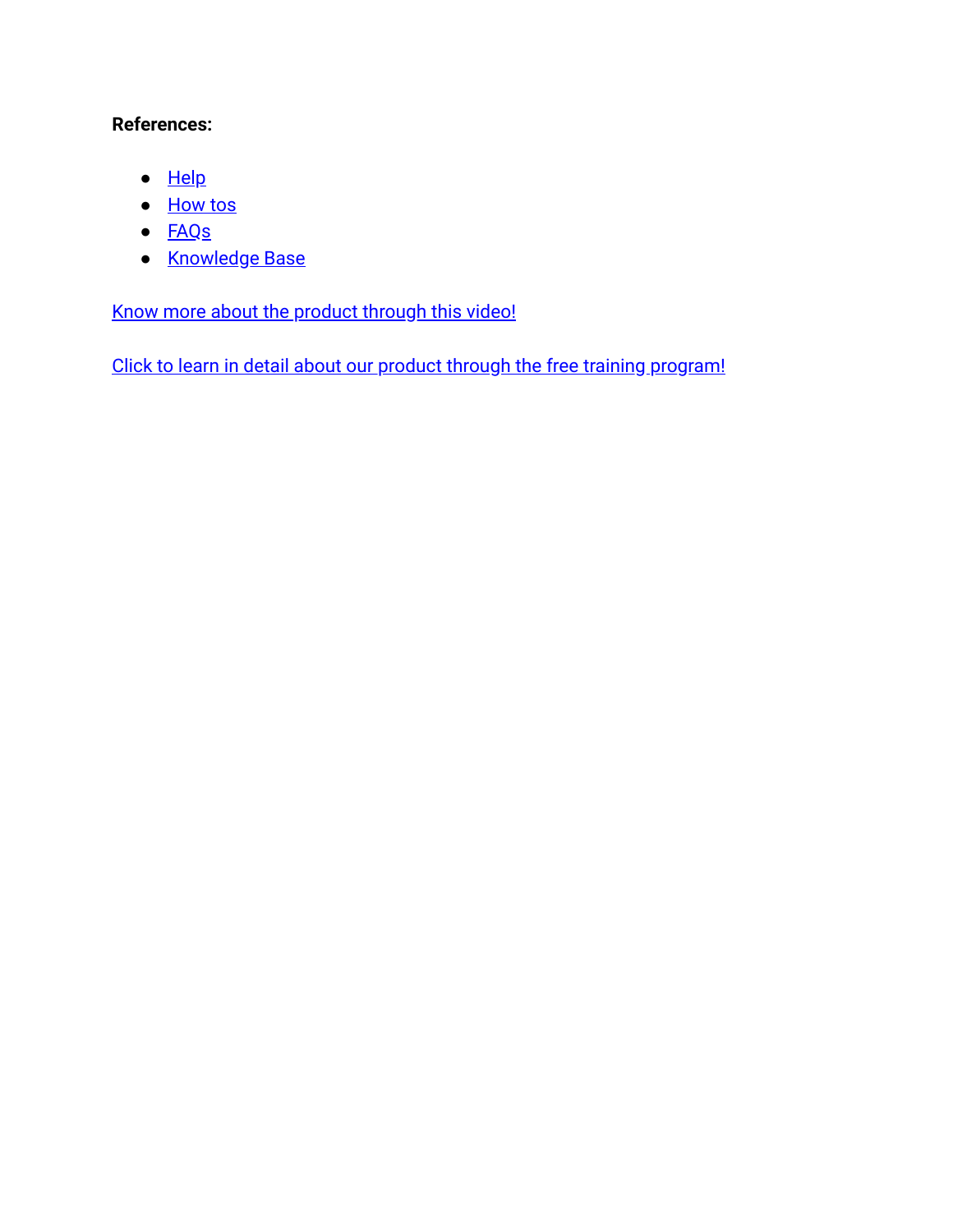**References:**

- Help
- How tos
- FAQs
- Knowledge Base

Know more about the product through this video!

Click to learn in detail about our product through the free training program!